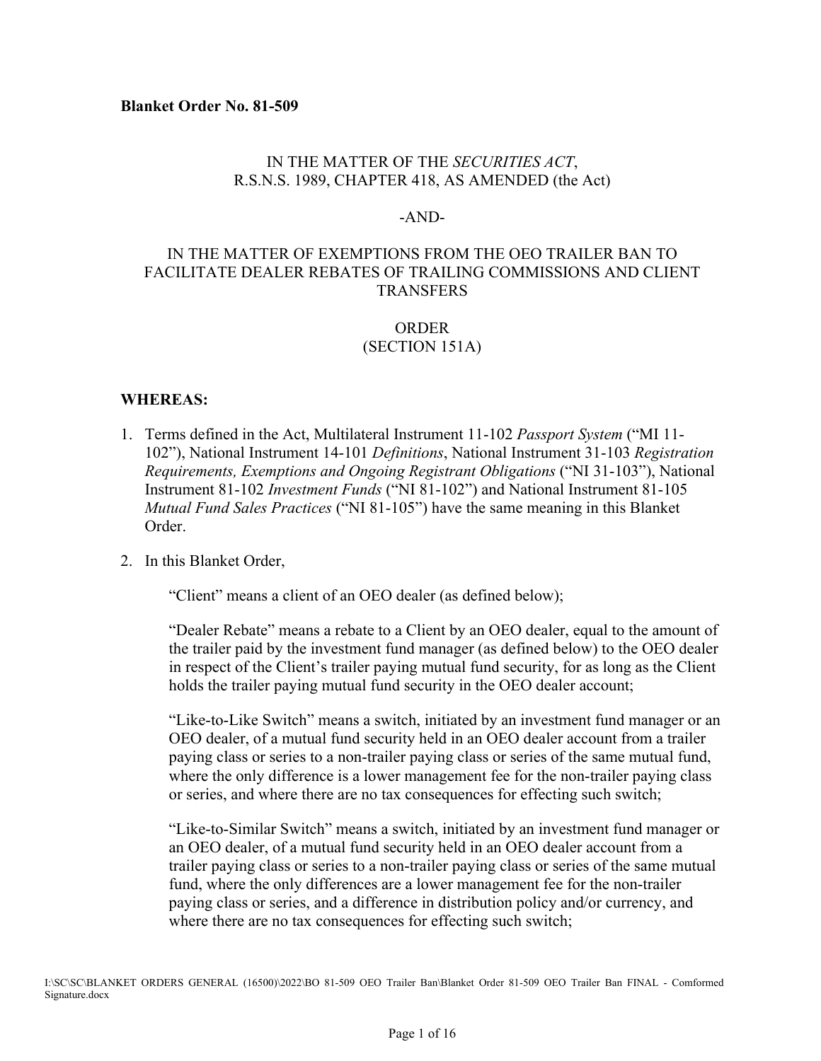**Blanket Order No. 81-509**

IN THE MATTER OF THE *SECURITIES ACT*,
R.S.N.S. 1989, CHAPTER 418, AS AMENDED (the Act)

-AND-

IN THE MATTER OF EXEMPTIONS FROM THE OEO TRAILER BAN TO FACILITATE DEALER REBATES OF TRAILING COMMISSIONS AND CLIENT TRANSFERS

ORDER
(SECTION 151A)

**WHEREAS:**

1. Terms defined in the Act, Multilateral Instrument 11-102 *Passport System* ("MI 11-102"), National Instrument 14-101 *Definitions*, National Instrument 31-103 *Registration Requirements, Exemptions and Ongoing Registrant Obligations* ("NI 31-103"), National Instrument 81-102 *Investment Funds* ("NI 81-102") and National Instrument 81-105 *Mutual Fund Sales Practices* ("NI 81-105") have the same meaning in this Blanket Order.

2. In this Blanket Order,

   "Client" means a client of an OEO dealer (as defined below);

   "Dealer Rebate" means a rebate to a Client by an OEO dealer, equal to the amount of the trailer paid by the investment fund manager (as defined below) to the OEO dealer in respect of the Client's trailer paying mutual fund security, for as long as the Client holds the trailer paying mutual fund security in the OEO dealer account;

   "Like-to-Like Switch" means a switch, initiated by an investment fund manager or an OEO dealer, of a mutual fund security held in an OEO dealer account from a trailer paying class or series to a non-trailer paying class or series of the same mutual fund, where the only difference is a lower management fee for the non-trailer paying class or series, and where there are no tax consequences for effecting such switch;

   "Like-to-Similar Switch" means a switch, initiated by an investment fund manager or an OEO dealer, of a mutual fund security held in an OEO dealer account from a trailer paying class or series to a non-trailer paying class or series of the same mutual fund, where the only differences are a lower management fee for the non-trailer paying class or series, and a difference in distribution policy and/or currency, and where there are no tax consequences for effecting such switch;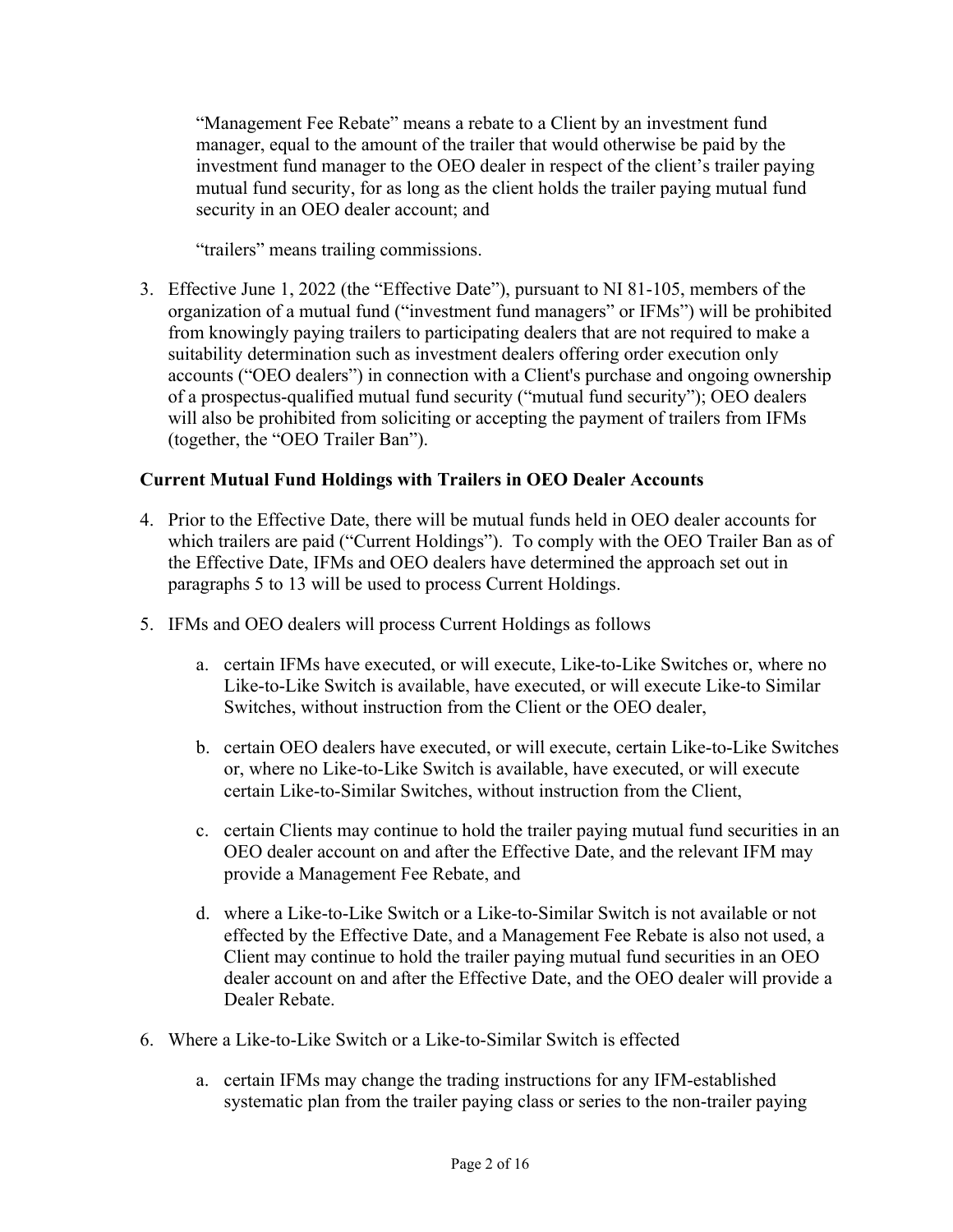"Management Fee Rebate" means a rebate to a Client by an investment fund manager, equal to the amount of the trailer that would otherwise be paid by the investment fund manager to the OEO dealer in respect of the client's trailer paying mutual fund security, for as long as the client holds the trailer paying mutual fund security in an OEO dealer account; and

"trailers" means trailing commissions.

3. Effective June 1, 2022 (the "Effective Date"), pursuant to NI 81-105, members of the organization of a mutual fund ("investment fund managers" or IFMs") will be prohibited from knowingly paying trailers to participating dealers that are not required to make a suitability determination such as investment dealers offering order execution only accounts ("OEO dealers") in connection with a Client's purchase and ongoing ownership of a prospectus-qualified mutual fund security ("mutual fund security"); OEO dealers will also be prohibited from soliciting or accepting the payment of trailers from IFMs (together, the "OEO Trailer Ban").

**Current Mutual Fund Holdings with Trailers in OEO Dealer Accounts**

4. Prior to the Effective Date, there will be mutual funds held in OEO dealer accounts for which trailers are paid ("Current Holdings"). To comply with the OEO Trailer Ban as of the Effective Date, IFMs and OEO dealers have determined the approach set out in paragraphs 5 to 13 will be used to process Current Holdings.

5. IFMs and OEO dealers will process Current Holdings as follows

    a. certain IFMs have executed, or will execute, Like-to-Like Switches or, where no Like-to-Like Switch is available, have executed, or will execute Like-to Similar Switches, without instruction from the Client or the OEO dealer,

    b. certain OEO dealers have executed, or will execute, certain Like-to-Like Switches or, where no Like-to-Like Switch is available, have executed, or will execute certain Like-to-Similar Switches, without instruction from the Client,

    c. certain Clients may continue to hold the trailer paying mutual fund securities in an OEO dealer account on and after the Effective Date, and the relevant IFM may provide a Management Fee Rebate, and

    d. where a Like-to-Like Switch or a Like-to-Similar Switch is not available or not effected by the Effective Date, and a Management Fee Rebate is also not used, a Client may continue to hold the trailer paying mutual fund securities in an OEO dealer account on and after the Effective Date, and the OEO dealer will provide a Dealer Rebate.

6. Where a Like-to-Like Switch or a Like-to-Similar Switch is effected

    a. certain IFMs may change the trading instructions for any IFM-established systematic plan from the trailer paying class or series to the non-trailer paying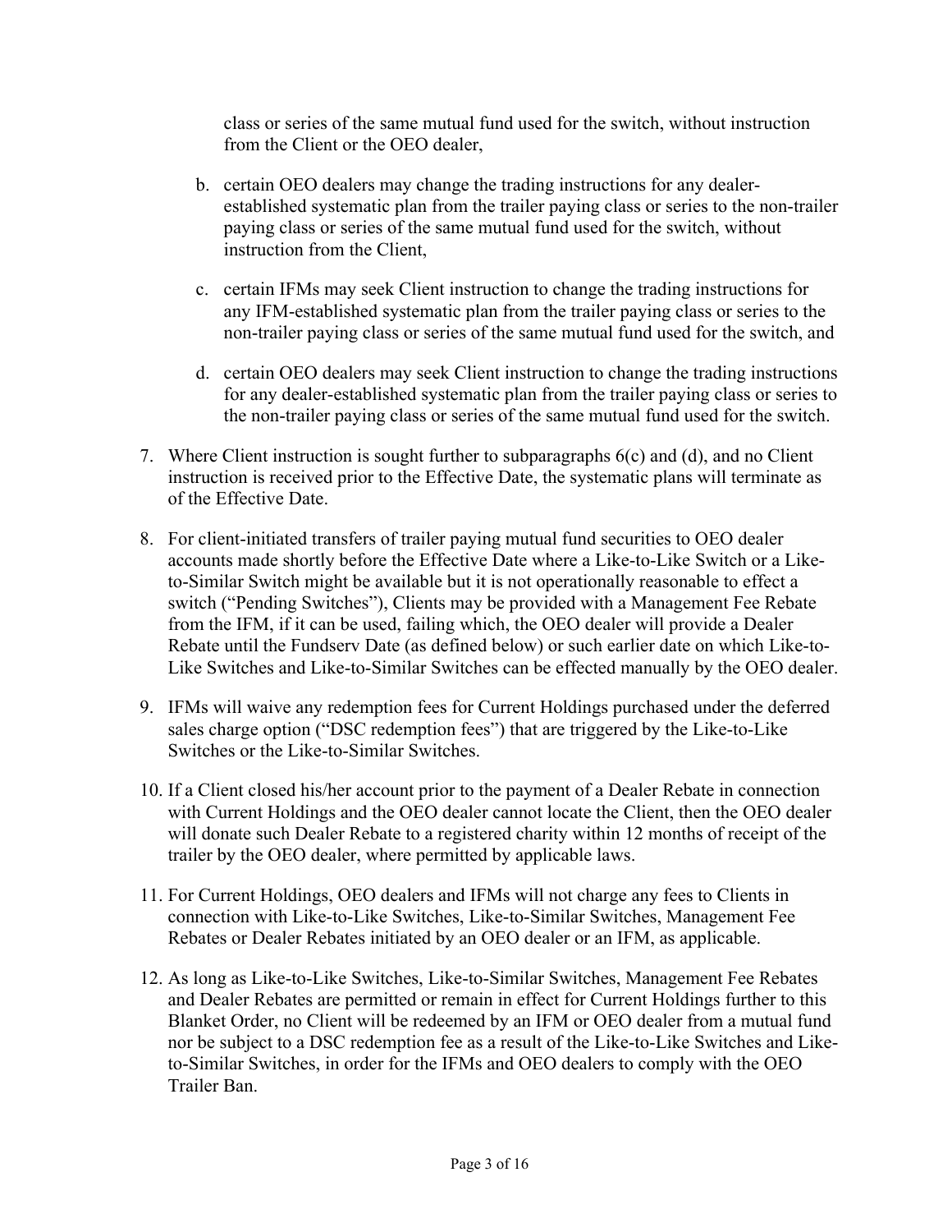class or series of the same mutual fund used for the switch, without instruction from the Client or the OEO dealer,

b. certain OEO dealers may change the trading instructions for any dealer-established systematic plan from the trailer paying class or series to the non-trailer paying class or series of the same mutual fund used for the switch, without instruction from the Client,

c. certain IFMs may seek Client instruction to change the trading instructions for any IFM-established systematic plan from the trailer paying class or series to the non-trailer paying class or series of the same mutual fund used for the switch, and

d. certain OEO dealers may seek Client instruction to change the trading instructions for any dealer-established systematic plan from the trailer paying class or series to the non-trailer paying class or series of the same mutual fund used for the switch.

7. Where Client instruction is sought further to subparagraphs 6(c) and (d), and no Client instruction is received prior to the Effective Date, the systematic plans will terminate as of the Effective Date.

8. For client-initiated transfers of trailer paying mutual fund securities to OEO dealer accounts made shortly before the Effective Date where a Like-to-Like Switch or a Like-to-Similar Switch might be available but it is not operationally reasonable to effect a switch ("Pending Switches"), Clients may be provided with a Management Fee Rebate from the IFM, if it can be used, failing which, the OEO dealer will provide a Dealer Rebate until the Fundserv Date (as defined below) or such earlier date on which Like-to-Like Switches and Like-to-Similar Switches can be effected manually by the OEO dealer.

9. IFMs will waive any redemption fees for Current Holdings purchased under the deferred sales charge option ("DSC redemption fees") that are triggered by the Like-to-Like Switches or the Like-to-Similar Switches.

10. If a Client closed his/her account prior to the payment of a Dealer Rebate in connection with Current Holdings and the OEO dealer cannot locate the Client, then the OEO dealer will donate such Dealer Rebate to a registered charity within 12 months of receipt of the trailer by the OEO dealer, where permitted by applicable laws.

11. For Current Holdings, OEO dealers and IFMs will not charge any fees to Clients in connection with Like-to-Like Switches, Like-to-Similar Switches, Management Fee Rebates or Dealer Rebates initiated by an OEO dealer or an IFM, as applicable.

12. As long as Like-to-Like Switches, Like-to-Similar Switches, Management Fee Rebates and Dealer Rebates are permitted or remain in effect for Current Holdings further to this Blanket Order, no Client will be redeemed by an IFM or OEO dealer from a mutual fund nor be subject to a DSC redemption fee as a result of the Like-to-Like Switches and Like-to-Similar Switches, in order for the IFMs and OEO dealers to comply with the OEO Trailer Ban.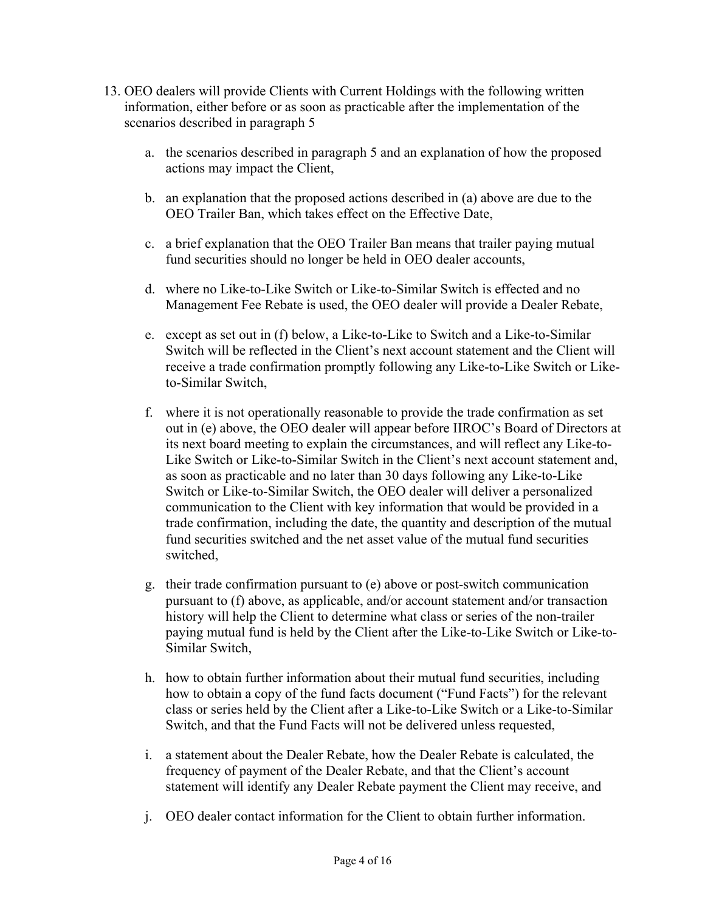13. OEO dealers will provide Clients with Current Holdings with the following written information, either before or as soon as practicable after the implementation of the scenarios described in paragraph 5

    a. the scenarios described in paragraph 5 and an explanation of how the proposed actions may impact the Client,

    b. an explanation that the proposed actions described in (a) above are due to the OEO Trailer Ban, which takes effect on the Effective Date,

    c. a brief explanation that the OEO Trailer Ban means that trailer paying mutual fund securities should no longer be held in OEO dealer accounts,

    d. where no Like-to-Like Switch or Like-to-Similar Switch is effected and no Management Fee Rebate is used, the OEO dealer will provide a Dealer Rebate,

    e. except as set out in (f) below, a Like-to-Like to Switch and a Like-to-Similar Switch will be reflected in the Client's next account statement and the Client will receive a trade confirmation promptly following any Like-to-Like Switch or Like-to-Similar Switch,

    f. where it is not operationally reasonable to provide the trade confirmation as set out in (e) above, the OEO dealer will appear before IIROC's Board of Directors at its next board meeting to explain the circumstances, and will reflect any Like-to-Like Switch or Like-to-Similar Switch in the Client's next account statement and, as soon as practicable and no later than 30 days following any Like-to-Like Switch or Like-to-Similar Switch, the OEO dealer will deliver a personalized communication to the Client with key information that would be provided in a trade confirmation, including the date, the quantity and description of the mutual fund securities switched and the net asset value of the mutual fund securities switched,

    g. their trade confirmation pursuant to (e) above or post-switch communication pursuant to (f) above, as applicable, and/or account statement and/or transaction history will help the Client to determine what class or series of the non-trailer paying mutual fund is held by the Client after the Like-to-Like Switch or Like-to-Similar Switch,

    h. how to obtain further information about their mutual fund securities, including how to obtain a copy of the fund facts document ("Fund Facts") for the relevant class or series held by the Client after a Like-to-Like Switch or a Like-to-Similar Switch, and that the Fund Facts will not be delivered unless requested,

    i. a statement about the Dealer Rebate, how the Dealer Rebate is calculated, the frequency of payment of the Dealer Rebate, and that the Client's account statement will identify any Dealer Rebate payment the Client may receive, and

    j. OEO dealer contact information for the Client to obtain further information.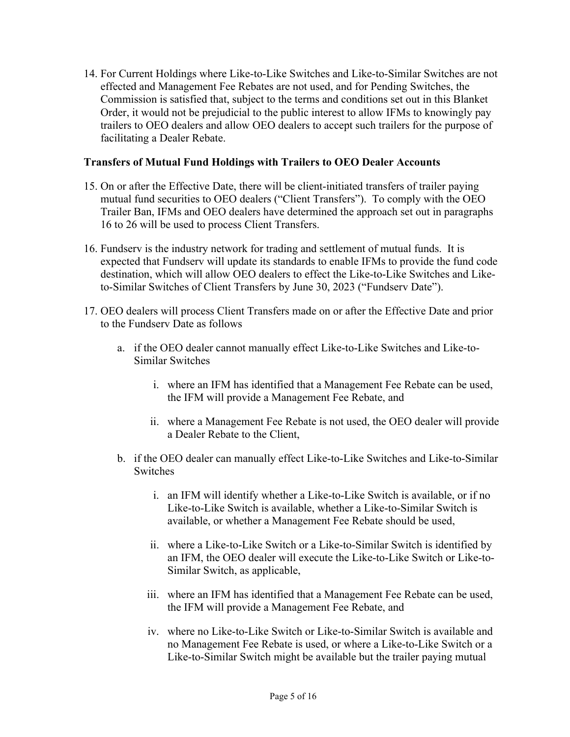14. For Current Holdings where Like-to-Like Switches and Like-to-Similar Switches are not effected and Management Fee Rebates are not used, and for Pending Switches, the Commission is satisfied that, subject to the terms and conditions set out in this Blanket Order, it would not be prejudicial to the public interest to allow IFMs to knowingly pay trailers to OEO dealers and allow OEO dealers to accept such trailers for the purpose of facilitating a Dealer Rebate.

**Transfers of Mutual Fund Holdings with Trailers to OEO Dealer Accounts**

15. On or after the Effective Date, there will be client-initiated transfers of trailer paying mutual fund securities to OEO dealers ("Client Transfers"). To comply with the OEO Trailer Ban, IFMs and OEO dealers have determined the approach set out in paragraphs 16 to 26 will be used to process Client Transfers.

16. Fundserv is the industry network for trading and settlement of mutual funds. It is expected that Fundserv will update its standards to enable IFMs to provide the fund code destination, which will allow OEO dealers to effect the Like-to-Like Switches and Like-to-Similar Switches of Client Transfers by June 30, 2023 ("Fundserv Date").

17. OEO dealers will process Client Transfers made on or after the Effective Date and prior to the Fundserv Date as follows

    a. if the OEO dealer cannot manually effect Like-to-Like Switches and Like-to-Similar Switches

        i. where an IFM has identified that a Management Fee Rebate can be used, the IFM will provide a Management Fee Rebate, and

        ii. where a Management Fee Rebate is not used, the OEO dealer will provide a Dealer Rebate to the Client,

    b. if the OEO dealer can manually effect Like-to-Like Switches and Like-to-Similar Switches

        i. an IFM will identify whether a Like-to-Like Switch is available, or if no Like-to-Like Switch is available, whether a Like-to-Similar Switch is available, or whether a Management Fee Rebate should be used,

        ii. where a Like-to-Like Switch or a Like-to-Similar Switch is identified by an IFM, the OEO dealer will execute the Like-to-Like Switch or Like-to-Similar Switch, as applicable,

        iii. where an IFM has identified that a Management Fee Rebate can be used, the IFM will provide a Management Fee Rebate, and

        iv. where no Like-to-Like Switch or Like-to-Similar Switch is available and no Management Fee Rebate is used, or where a Like-to-Like Switch or a Like-to-Similar Switch might be available but the trailer paying mutual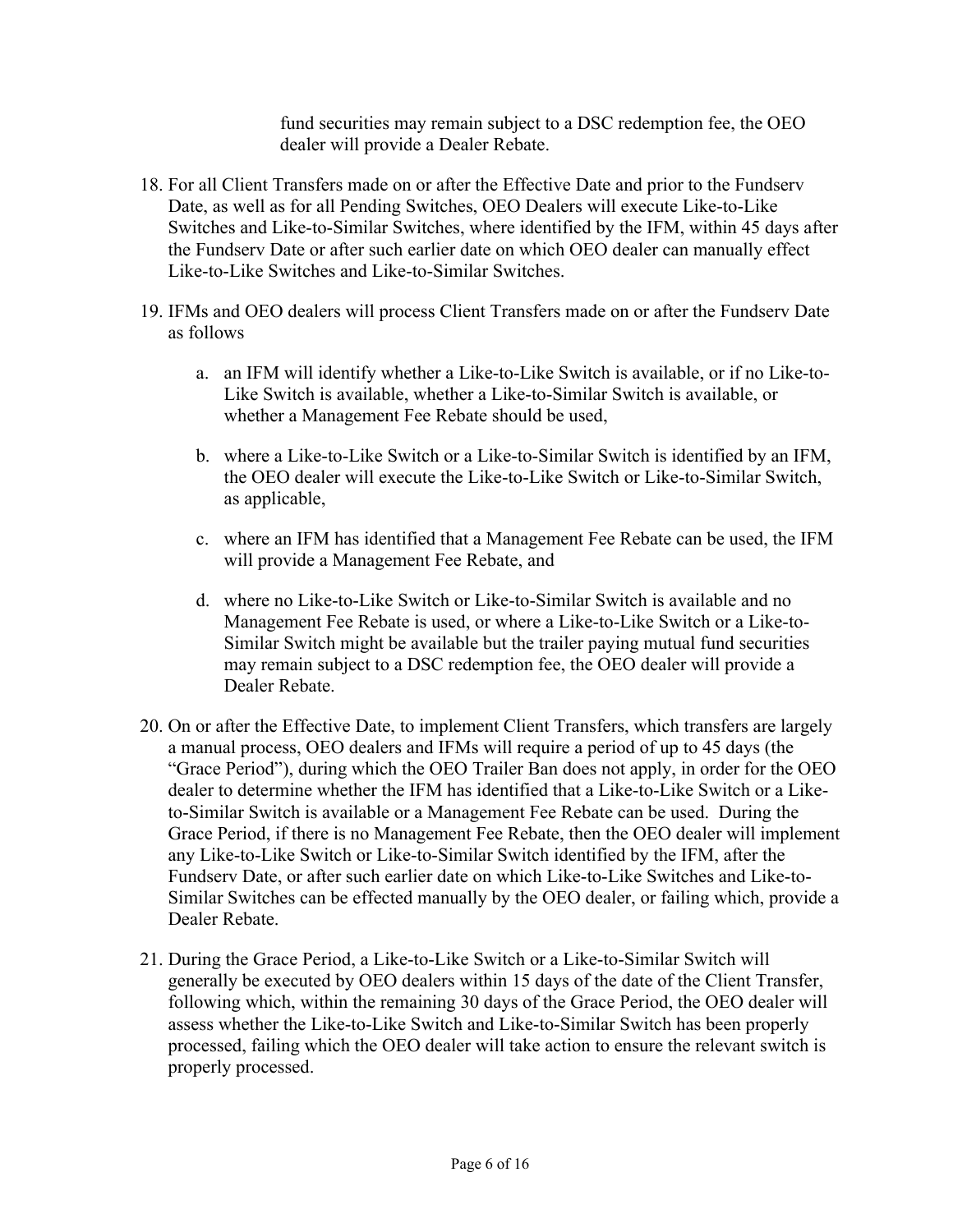fund securities may remain subject to a DSC redemption fee, the OEO dealer will provide a Dealer Rebate.

18. For all Client Transfers made on or after the Effective Date and prior to the Fundserv Date, as well as for all Pending Switches, OEO Dealers will execute Like-to-Like Switches and Like-to-Similar Switches, where identified by the IFM, within 45 days after the Fundserv Date or after such earlier date on which OEO dealer can manually effect Like-to-Like Switches and Like-to-Similar Switches.

19. IFMs and OEO dealers will process Client Transfers made on or after the Fundserv Date as follows

    a. an IFM will identify whether a Like-to-Like Switch is available, or if no Like-to-Like Switch is available, whether a Like-to-Similar Switch is available, or whether a Management Fee Rebate should be used,

    b. where a Like-to-Like Switch or a Like-to-Similar Switch is identified by an IFM, the OEO dealer will execute the Like-to-Like Switch or Like-to-Similar Switch, as applicable,

    c. where an IFM has identified that a Management Fee Rebate can be used, the IFM will provide a Management Fee Rebate, and

    d. where no Like-to-Like Switch or Like-to-Similar Switch is available and no Management Fee Rebate is used, or where a Like-to-Like Switch or a Like-to-Similar Switch might be available but the trailer paying mutual fund securities may remain subject to a DSC redemption fee, the OEO dealer will provide a Dealer Rebate.

20. On or after the Effective Date, to implement Client Transfers, which transfers are largely a manual process, OEO dealers and IFMs will require a period of up to 45 days (the "Grace Period"), during which the OEO Trailer Ban does not apply, in order for the OEO dealer to determine whether the IFM has identified that a Like-to-Like Switch or a Like-to-Similar Switch is available or a Management Fee Rebate can be used. During the Grace Period, if there is no Management Fee Rebate, then the OEO dealer will implement any Like-to-Like Switch or Like-to-Similar Switch identified by the IFM, after the Fundserv Date, or after such earlier date on which Like-to-Like Switches and Like-to-Similar Switches can be effected manually by the OEO dealer, or failing which, provide a Dealer Rebate.

21. During the Grace Period, a Like-to-Like Switch or a Like-to-Similar Switch will generally be executed by OEO dealers within 15 days of the date of the Client Transfer, following which, within the remaining 30 days of the Grace Period, the OEO dealer will assess whether the Like-to-Like Switch and Like-to-Similar Switch has been properly processed, failing which the OEO dealer will take action to ensure the relevant switch is properly processed.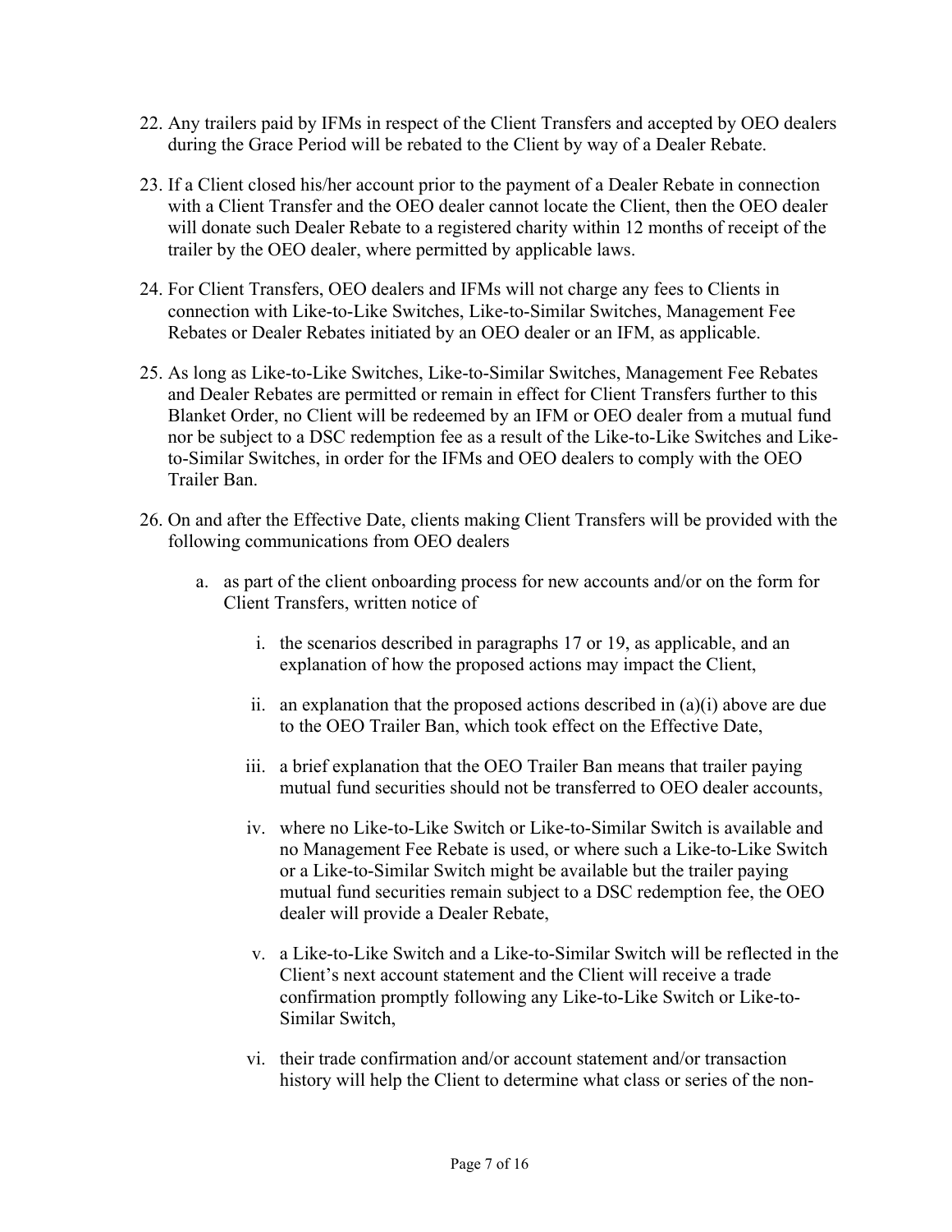22. Any trailers paid by IFMs in respect of the Client Transfers and accepted by OEO dealers during the Grace Period will be rebated to the Client by way of a Dealer Rebate.

23. If a Client closed his/her account prior to the payment of a Dealer Rebate in connection with a Client Transfer and the OEO dealer cannot locate the Client, then the OEO dealer will donate such Dealer Rebate to a registered charity within 12 months of receipt of the trailer by the OEO dealer, where permitted by applicable laws.

24. For Client Transfers, OEO dealers and IFMs will not charge any fees to Clients in connection with Like-to-Like Switches, Like-to-Similar Switches, Management Fee Rebates or Dealer Rebates initiated by an OEO dealer or an IFM, as applicable.

25. As long as Like-to-Like Switches, Like-to-Similar Switches, Management Fee Rebates and Dealer Rebates are permitted or remain in effect for Client Transfers further to this Blanket Order, no Client will be redeemed by an IFM or OEO dealer from a mutual fund nor be subject to a DSC redemption fee as a result of the Like-to-Like Switches and Like-to-Similar Switches, in order for the IFMs and OEO dealers to comply with the OEO Trailer Ban.

26. On and after the Effective Date, clients making Client Transfers will be provided with the following communications from OEO dealers

    a. as part of the client onboarding process for new accounts and/or on the form for Client Transfers, written notice of

        i. the scenarios described in paragraphs 17 or 19, as applicable, and an explanation of how the proposed actions may impact the Client,

        ii. an explanation that the proposed actions described in (a)(i) above are due to the OEO Trailer Ban, which took effect on the Effective Date,

        iii. a brief explanation that the OEO Trailer Ban means that trailer paying mutual fund securities should not be transferred to OEO dealer accounts,

        iv. where no Like-to-Like Switch or Like-to-Similar Switch is available and no Management Fee Rebate is used, or where such a Like-to-Like Switch or a Like-to-Similar Switch might be available but the trailer paying mutual fund securities remain subject to a DSC redemption fee, the OEO dealer will provide a Dealer Rebate,

        v. a Like-to-Like Switch and a Like-to-Similar Switch will be reflected in the Client's next account statement and the Client will receive a trade confirmation promptly following any Like-to-Like Switch or Like-to-Similar Switch,

        vi. their trade confirmation and/or account statement and/or transaction history will help the Client to determine what class or series of the non-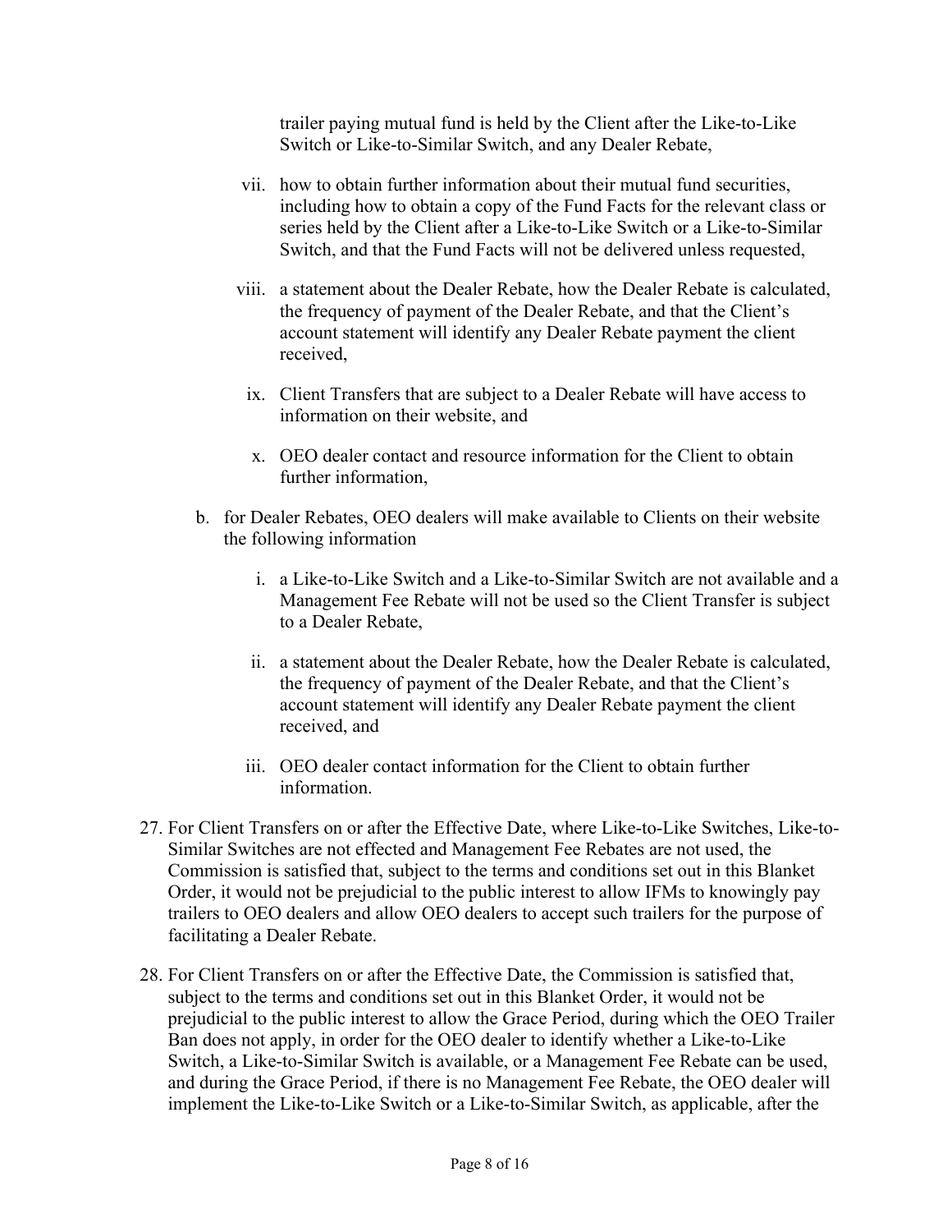trailer paying mutual fund is held by the Client after the Like-to-Like Switch or Like-to-Similar Switch, and any Dealer Rebate,

  vii. how to obtain further information about their mutual fund securities, including how to obtain a copy of the Fund Facts for the relevant class or series held by the Client after a Like-to-Like Switch or a Like-to-Similar Switch, and that the Fund Facts will not be delivered unless requested,

  viii. a statement about the Dealer Rebate, how the Dealer Rebate is calculated, the frequency of payment of the Dealer Rebate, and that the Client's account statement will identify any Dealer Rebate payment the client received,

  ix. Client Transfers that are subject to a Dealer Rebate will have access to information on their website, and

  x. OEO dealer contact and resource information for the Client to obtain further information,

b. for Dealer Rebates, OEO dealers will make available to Clients on their website the following information

  i. a Like-to-Like Switch and a Like-to-Similar Switch are not available and a Management Fee Rebate will not be used so the Client Transfer is subject to a Dealer Rebate,

  ii. a statement about the Dealer Rebate, how the Dealer Rebate is calculated, the frequency of payment of the Dealer Rebate, and that the Client's account statement will identify any Dealer Rebate payment the client received, and

  iii. OEO dealer contact information for the Client to obtain further information.

27. For Client Transfers on or after the Effective Date, where Like-to-Like Switches, Like-to-Similar Switches are not effected and Management Fee Rebates are not used, the Commission is satisfied that, subject to the terms and conditions set out in this Blanket Order, it would not be prejudicial to the public interest to allow IFMs to knowingly pay trailers to OEO dealers and allow OEO dealers to accept such trailers for the purpose of facilitating a Dealer Rebate.

28. For Client Transfers on or after the Effective Date, the Commission is satisfied that, subject to the terms and conditions set out in this Blanket Order, it would not be prejudicial to the public interest to allow the Grace Period, during which the OEO Trailer Ban does not apply, in order for the OEO dealer to identify whether a Like-to-Like Switch, a Like-to-Similar Switch is available, or a Management Fee Rebate can be used, and during the Grace Period, if there is no Management Fee Rebate, the OEO dealer will implement the Like-to-Like Switch or a Like-to-Similar Switch, as applicable, after the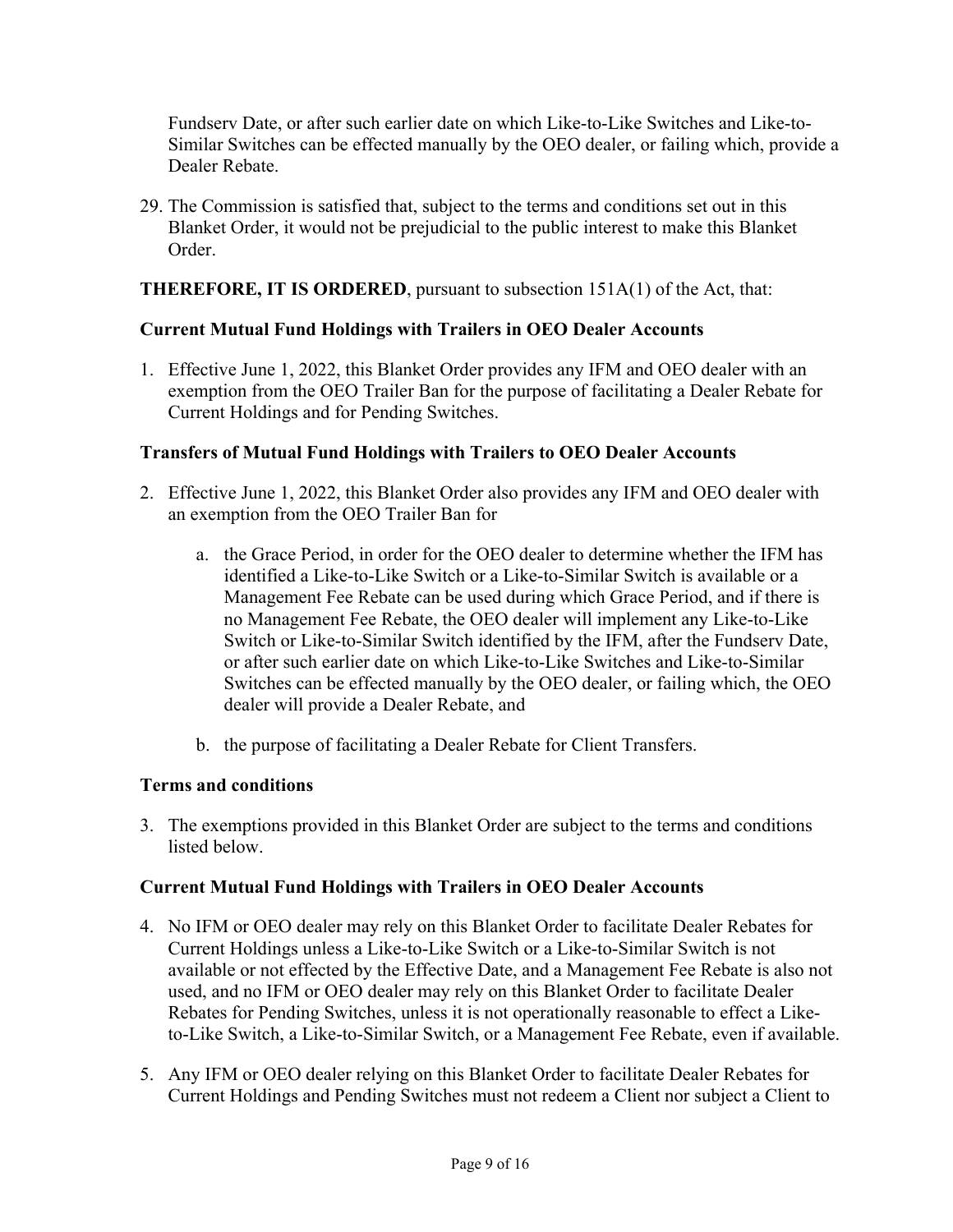Fundserv Date, or after such earlier date on which Like-to-Like Switches and Like-to-Similar Switches can be effected manually by the OEO dealer, or failing which, provide a Dealer Rebate.

29. The Commission is satisfied that, subject to the terms and conditions set out in this Blanket Order, it would not be prejudicial to the public interest to make this Blanket Order.

**THEREFORE, IT IS ORDERED**, pursuant to subsection 151A(1) of the Act, that:

**Current Mutual Fund Holdings with Trailers in OEO Dealer Accounts**

1. Effective June 1, 2022, this Blanket Order provides any IFM and OEO dealer with an exemption from the OEO Trailer Ban for the purpose of facilitating a Dealer Rebate for Current Holdings and for Pending Switches.

**Transfers of Mutual Fund Holdings with Trailers to OEO Dealer Accounts**

2. Effective June 1, 2022, this Blanket Order also provides any IFM and OEO dealer with an exemption from the OEO Trailer Ban for

   a. the Grace Period, in order for the OEO dealer to determine whether the IFM has identified a Like-to-Like Switch or a Like-to-Similar Switch is available or a Management Fee Rebate can be used during which Grace Period, and if there is no Management Fee Rebate, the OEO dealer will implement any Like-to-Like Switch or Like-to-Similar Switch identified by the IFM, after the Fundserv Date, or after such earlier date on which Like-to-Like Switches and Like-to-Similar Switches can be effected manually by the OEO dealer, or failing which, the OEO dealer will provide a Dealer Rebate, and

   b. the purpose of facilitating a Dealer Rebate for Client Transfers.

**Terms and conditions**

3. The exemptions provided in this Blanket Order are subject to the terms and conditions listed below.

**Current Mutual Fund Holdings with Trailers in OEO Dealer Accounts**

4. No IFM or OEO dealer may rely on this Blanket Order to facilitate Dealer Rebates for Current Holdings unless a Like-to-Like Switch or a Like-to-Similar Switch is not available or not effected by the Effective Date, and a Management Fee Rebate is also not used, and no IFM or OEO dealer may rely on this Blanket Order to facilitate Dealer Rebates for Pending Switches, unless it is not operationally reasonable to effect a Like-to-Like Switch, a Like-to-Similar Switch, or a Management Fee Rebate, even if available.

5. Any IFM or OEO dealer relying on this Blanket Order to facilitate Dealer Rebates for Current Holdings and Pending Switches must not redeem a Client nor subject a Client to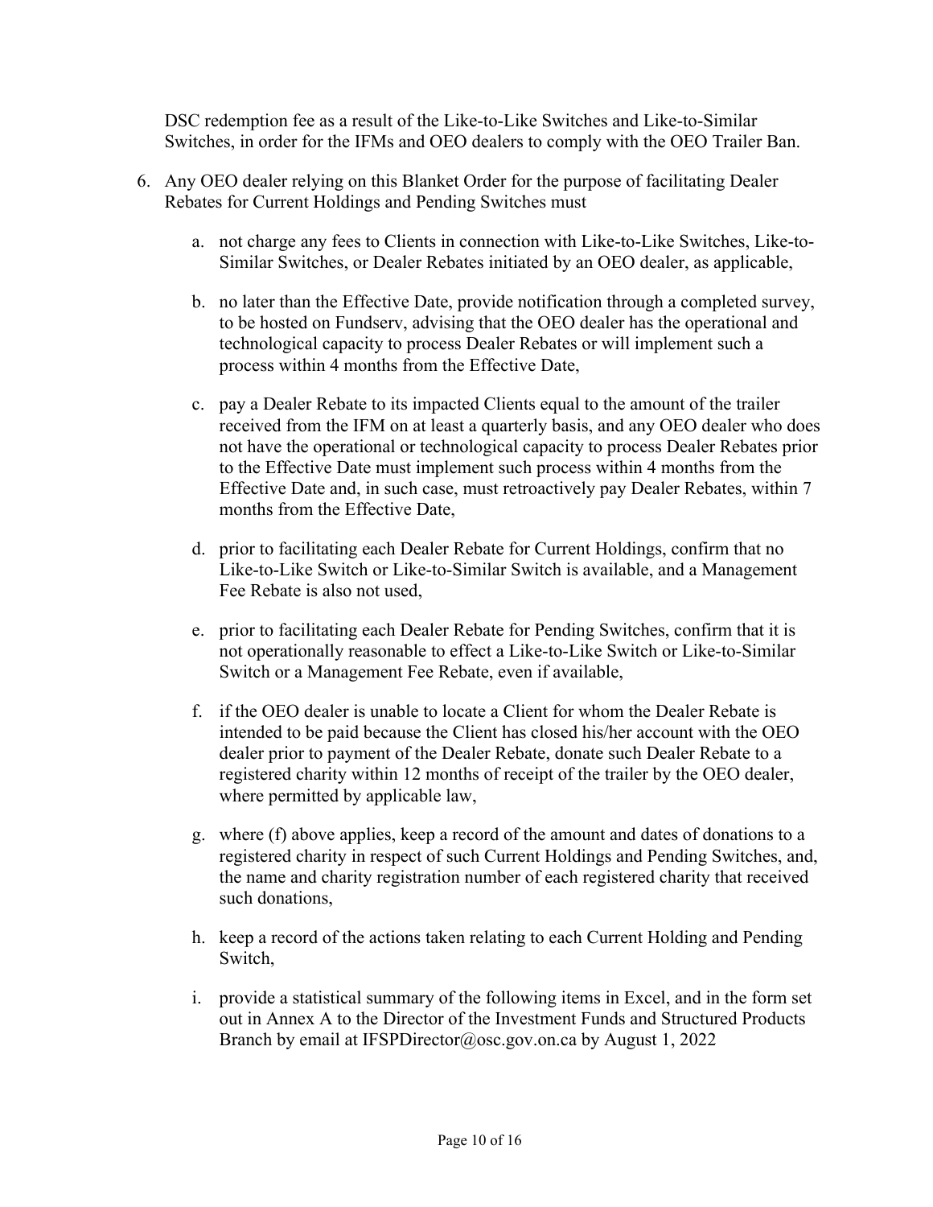DSC redemption fee as a result of the Like-to-Like Switches and Like-to-Similar Switches, in order for the IFMs and OEO dealers to comply with the OEO Trailer Ban.

6. Any OEO dealer relying on this Blanket Order for the purpose of facilitating Dealer Rebates for Current Holdings and Pending Switches must

   a. not charge any fees to Clients in connection with Like-to-Like Switches, Like-to-Similar Switches, or Dealer Rebates initiated by an OEO dealer, as applicable,

   b. no later than the Effective Date, provide notification through a completed survey, to be hosted on Fundserv, advising that the OEO dealer has the operational and technological capacity to process Dealer Rebates or will implement such a process within 4 months from the Effective Date,

   c. pay a Dealer Rebate to its impacted Clients equal to the amount of the trailer received from the IFM on at least a quarterly basis, and any OEO dealer who does not have the operational or technological capacity to process Dealer Rebates prior to the Effective Date must implement such process within 4 months from the Effective Date and, in such case, must retroactively pay Dealer Rebates, within 7 months from the Effective Date,

   d. prior to facilitating each Dealer Rebate for Current Holdings, confirm that no Like-to-Like Switch or Like-to-Similar Switch is available, and a Management Fee Rebate is also not used,

   e. prior to facilitating each Dealer Rebate for Pending Switches, confirm that it is not operationally reasonable to effect a Like-to-Like Switch or Like-to-Similar Switch or a Management Fee Rebate, even if available,

   f. if the OEO dealer is unable to locate a Client for whom the Dealer Rebate is intended to be paid because the Client has closed his/her account with the OEO dealer prior to payment of the Dealer Rebate, donate such Dealer Rebate to a registered charity within 12 months of receipt of the trailer by the OEO dealer, where permitted by applicable law,

   g. where (f) above applies, keep a record of the amount and dates of donations to a registered charity in respect of such Current Holdings and Pending Switches, and, the name and charity registration number of each registered charity that received such donations,

   h. keep a record of the actions taken relating to each Current Holding and Pending Switch,

   i. provide a statistical summary of the following items in Excel, and in the form set out in Annex A to the Director of the Investment Funds and Structured Products Branch by email at IFSPDirector@osc.gov.on.ca by August 1, 2022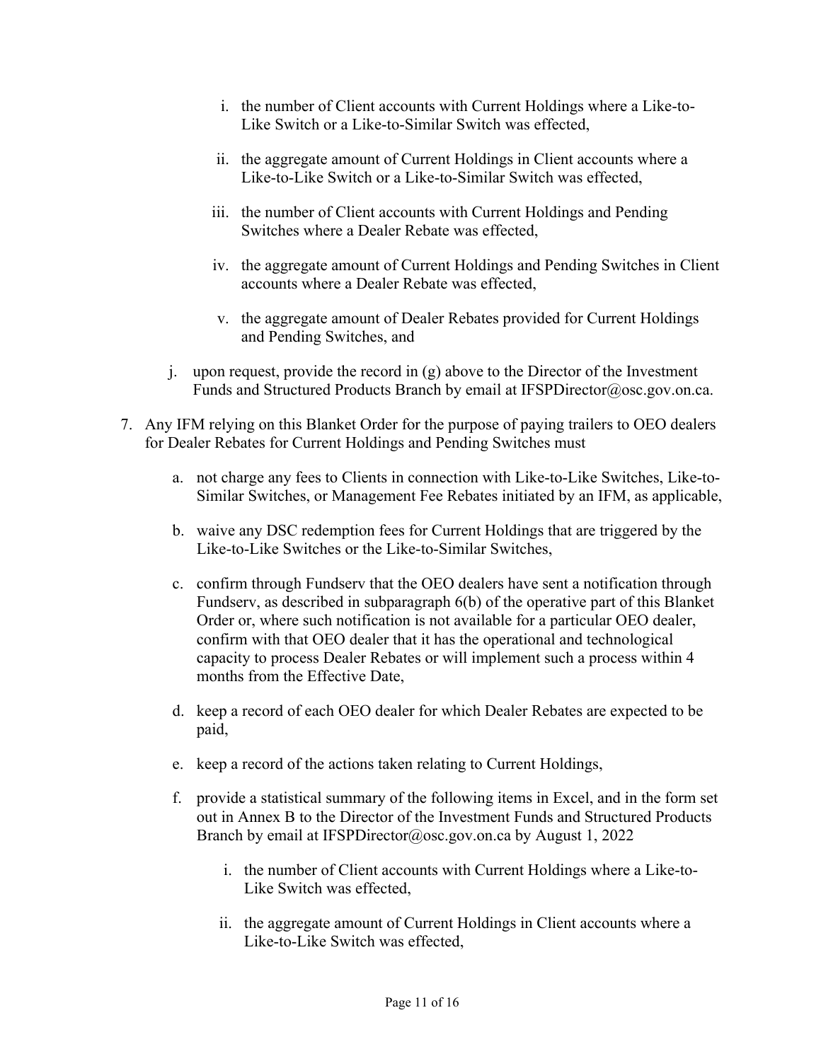i. the number of Client accounts with Current Holdings where a Like-to-Like Switch or a Like-to-Similar Switch was effected,

    ii. the aggregate amount of Current Holdings in Client accounts where a Like-to-Like Switch or a Like-to-Similar Switch was effected,

    iii. the number of Client accounts with Current Holdings and Pending Switches where a Dealer Rebate was effected,

    iv. the aggregate amount of Current Holdings and Pending Switches in Client accounts where a Dealer Rebate was effected,

    v. the aggregate amount of Dealer Rebates provided for Current Holdings and Pending Switches, and

j. upon request, provide the record in (g) above to the Director of the Investment Funds and Structured Products Branch by email at IFSPDirector@osc.gov.on.ca.

7. Any IFM relying on this Blanket Order for the purpose of paying trailers to OEO dealers for Dealer Rebates for Current Holdings and Pending Switches must

    a. not charge any fees to Clients in connection with Like-to-Like Switches, Like-to-Similar Switches, or Management Fee Rebates initiated by an IFM, as applicable,

    b. waive any DSC redemption fees for Current Holdings that are triggered by the Like-to-Like Switches or the Like-to-Similar Switches,

    c. confirm through Fundserv that the OEO dealers have sent a notification through Fundserv, as described in subparagraph 6(b) of the operative part of this Blanket Order or, where such notification is not available for a particular OEO dealer, confirm with that OEO dealer that it has the operational and technological capacity to process Dealer Rebates or will implement such a process within 4 months from the Effective Date,

    d. keep a record of each OEO dealer for which Dealer Rebates are expected to be paid,

    e. keep a record of the actions taken relating to Current Holdings,

    f. provide a statistical summary of the following items in Excel, and in the form set out in Annex B to the Director of the Investment Funds and Structured Products Branch by email at IFSPDirector@osc.gov.on.ca by August 1, 2022

        i. the number of Client accounts with Current Holdings where a Like-to-Like Switch was effected,

        ii. the aggregate amount of Current Holdings in Client accounts where a Like-to-Like Switch was effected,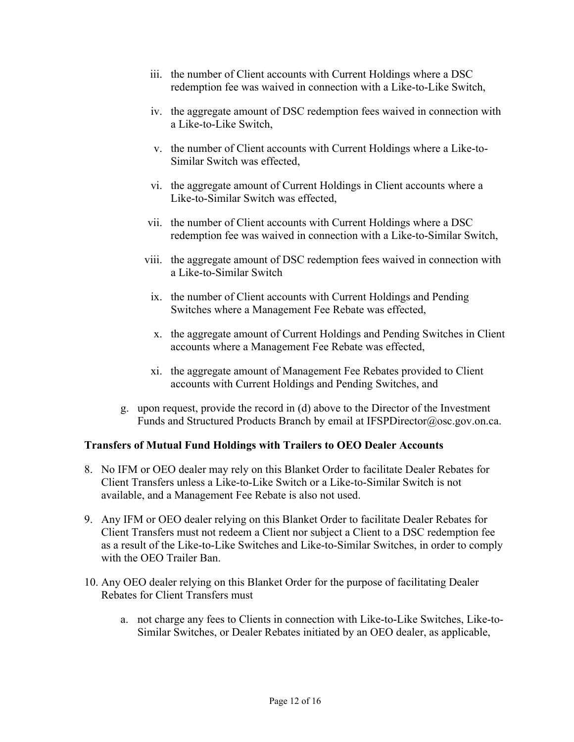iii. the number of Client accounts with Current Holdings where a DSC redemption fee was waived in connection with a Like-to-Like Switch,

iv. the aggregate amount of DSC redemption fees waived in connection with a Like-to-Like Switch,

v. the number of Client accounts with Current Holdings where a Like-to-Similar Switch was effected,

vi. the aggregate amount of Current Holdings in Client accounts where a Like-to-Similar Switch was effected,

vii. the number of Client accounts with Current Holdings where a DSC redemption fee was waived in connection with a Like-to-Similar Switch,

viii. the aggregate amount of DSC redemption fees waived in connection with a Like-to-Similar Switch

ix. the number of Client accounts with Current Holdings and Pending Switches where a Management Fee Rebate was effected,

x. the aggregate amount of Current Holdings and Pending Switches in Client accounts where a Management Fee Rebate was effected,

xi. the aggregate amount of Management Fee Rebates provided to Client accounts with Current Holdings and Pending Switches, and

g. upon request, provide the record in (d) above to the Director of the Investment Funds and Structured Products Branch by email at IFSPDirector@osc.gov.on.ca.

**Transfers of Mutual Fund Holdings with Trailers to OEO Dealer Accounts**

8. No IFM or OEO dealer may rely on this Blanket Order to facilitate Dealer Rebates for Client Transfers unless a Like-to-Like Switch or a Like-to-Similar Switch is not available, and a Management Fee Rebate is also not used.

9. Any IFM or OEO dealer relying on this Blanket Order to facilitate Dealer Rebates for Client Transfers must not redeem a Client nor subject a Client to a DSC redemption fee as a result of the Like-to-Like Switches and Like-to-Similar Switches, in order to comply with the OEO Trailer Ban.

10. Any OEO dealer relying on this Blanket Order for the purpose of facilitating Dealer Rebates for Client Transfers must

    a. not charge any fees to Clients in connection with Like-to-Like Switches, Like-to-Similar Switches, or Dealer Rebates initiated by an OEO dealer, as applicable,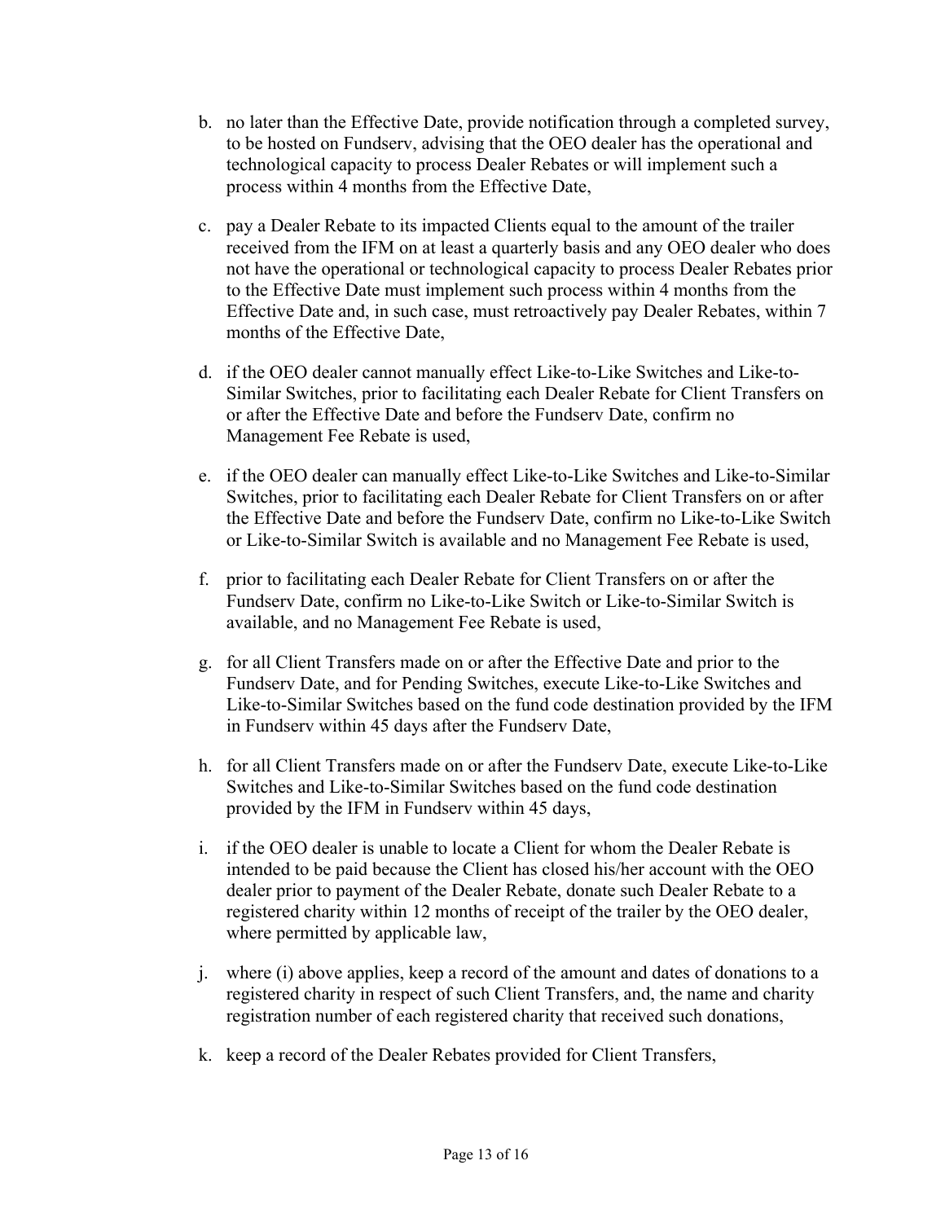b. no later than the Effective Date, provide notification through a completed survey, to be hosted on Fundserv, advising that the OEO dealer has the operational and technological capacity to process Dealer Rebates or will implement such a process within 4 months from the Effective Date,

c. pay a Dealer Rebate to its impacted Clients equal to the amount of the trailer received from the IFM on at least a quarterly basis and any OEO dealer who does not have the operational or technological capacity to process Dealer Rebates prior to the Effective Date must implement such process within 4 months from the Effective Date and, in such case, must retroactively pay Dealer Rebates, within 7 months of the Effective Date,

d. if the OEO dealer cannot manually effect Like-to-Like Switches and Like-to-Similar Switches, prior to facilitating each Dealer Rebate for Client Transfers on or after the Effective Date and before the Fundserv Date, confirm no Management Fee Rebate is used,

e. if the OEO dealer can manually effect Like-to-Like Switches and Like-to-Similar Switches, prior to facilitating each Dealer Rebate for Client Transfers on or after the Effective Date and before the Fundserv Date, confirm no Like-to-Like Switch or Like-to-Similar Switch is available and no Management Fee Rebate is used,

f. prior to facilitating each Dealer Rebate for Client Transfers on or after the Fundserv Date, confirm no Like-to-Like Switch or Like-to-Similar Switch is available, and no Management Fee Rebate is used,

g. for all Client Transfers made on or after the Effective Date and prior to the Fundserv Date, and for Pending Switches, execute Like-to-Like Switches and Like-to-Similar Switches based on the fund code destination provided by the IFM in Fundserv within 45 days after the Fundserv Date,

h. for all Client Transfers made on or after the Fundserv Date, execute Like-to-Like Switches and Like-to-Similar Switches based on the fund code destination provided by the IFM in Fundserv within 45 days,

i. if the OEO dealer is unable to locate a Client for whom the Dealer Rebate is intended to be paid because the Client has closed his/her account with the OEO dealer prior to payment of the Dealer Rebate, donate such Dealer Rebate to a registered charity within 12 months of receipt of the trailer by the OEO dealer, where permitted by applicable law,

j. where (i) above applies, keep a record of the amount and dates of donations to a registered charity in respect of such Client Transfers, and, the name and charity registration number of each registered charity that received such donations,

k. keep a record of the Dealer Rebates provided for Client Transfers,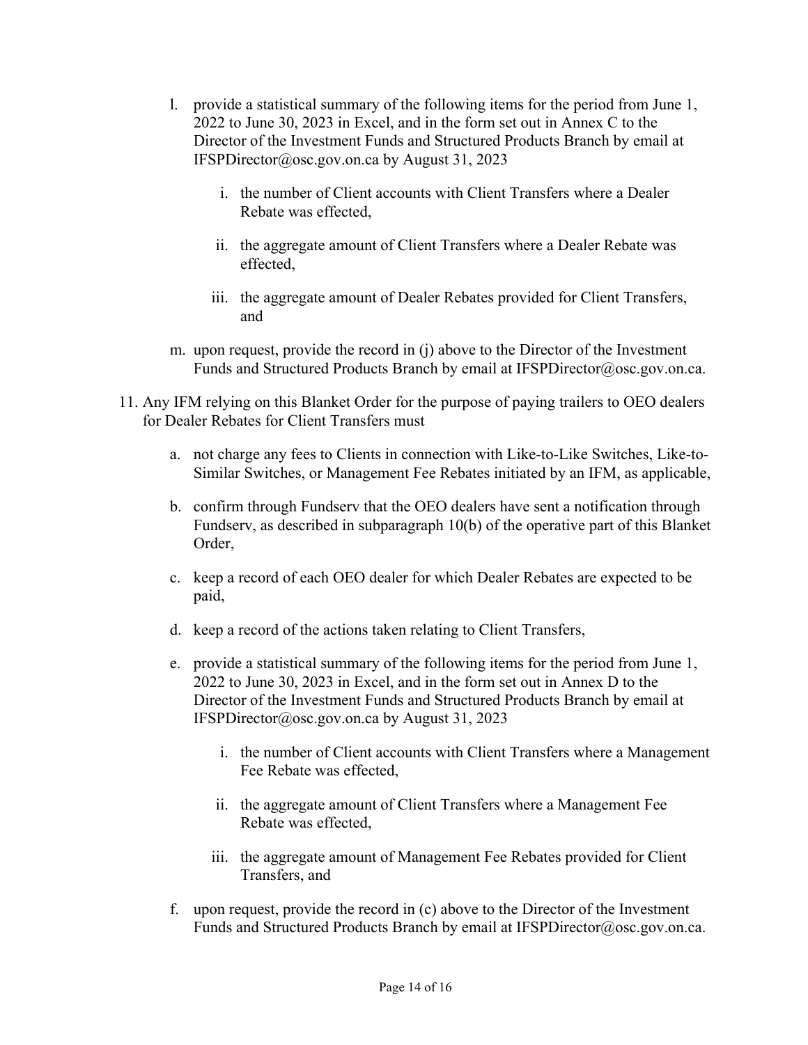l. provide a statistical summary of the following items for the period from June 1, 2022 to June 30, 2023 in Excel, and in the form set out in Annex C to the Director of the Investment Funds and Structured Products Branch by email at IFSPDirector@osc.gov.on.ca by August 31, 2023

    i. the number of Client accounts with Client Transfers where a Dealer Rebate was effected,

    ii. the aggregate amount of Client Transfers where a Dealer Rebate was effected,

    iii. the aggregate amount of Dealer Rebates provided for Client Transfers, and

m. upon request, provide the record in (j) above to the Director of the Investment Funds and Structured Products Branch by email at IFSPDirector@osc.gov.on.ca.

11. Any IFM relying on this Blanket Order for the purpose of paying trailers to OEO dealers for Dealer Rebates for Client Transfers must

    a. not charge any fees to Clients in connection with Like-to-Like Switches, Like-to-Similar Switches, or Management Fee Rebates initiated by an IFM, as applicable,

    b. confirm through Fundserv that the OEO dealers have sent a notification through Fundserv, as described in subparagraph 10(b) of the operative part of this Blanket Order,

    c. keep a record of each OEO dealer for which Dealer Rebates are expected to be paid,

    d. keep a record of the actions taken relating to Client Transfers,

    e. provide a statistical summary of the following items for the period from June 1, 2022 to June 30, 2023 in Excel, and in the form set out in Annex D to the Director of the Investment Funds and Structured Products Branch by email at IFSPDirector@osc.gov.on.ca by August 31, 2023

        i. the number of Client accounts with Client Transfers where a Management Fee Rebate was effected,

        ii. the aggregate amount of Client Transfers where a Management Fee Rebate was effected,

        iii. the aggregate amount of Management Fee Rebates provided for Client Transfers, and

    f. upon request, provide the record in (c) above to the Director of the Investment Funds and Structured Products Branch by email at IFSPDirector@osc.gov.on.ca.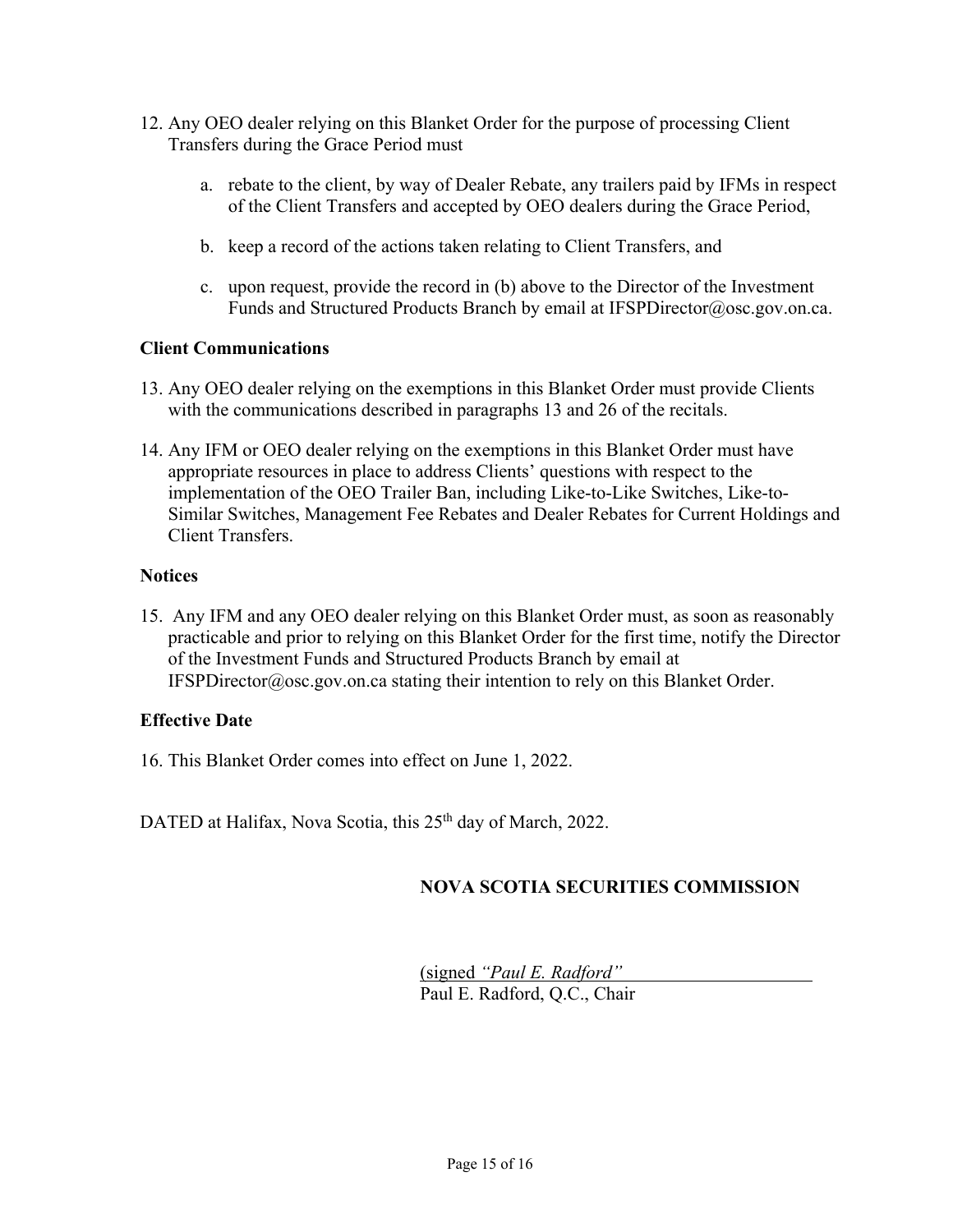12. Any OEO dealer relying on this Blanket Order for the purpose of processing Client Transfers during the Grace Period must

    a. rebate to the client, by way of Dealer Rebate, any trailers paid by IFMs in respect of the Client Transfers and accepted by OEO dealers during the Grace Period,

    b. keep a record of the actions taken relating to Client Transfers, and

    c. upon request, provide the record in (b) above to the Director of the Investment Funds and Structured Products Branch by email at IFSPDirector@osc.gov.on.ca.

**Client Communications**

13. Any OEO dealer relying on the exemptions in this Blanket Order must provide Clients with the communications described in paragraphs 13 and 26 of the recitals.

14. Any IFM or OEO dealer relying on the exemptions in this Blanket Order must have appropriate resources in place to address Clients' questions with respect to the implementation of the OEO Trailer Ban, including Like-to-Like Switches, Like-to-Similar Switches, Management Fee Rebates and Dealer Rebates for Current Holdings and Client Transfers.

**Notices**

15. Any IFM and any OEO dealer relying on this Blanket Order must, as soon as reasonably practicable and prior to relying on this Blanket Order for the first time, notify the Director of the Investment Funds and Structured Products Branch by email at IFSPDirector@osc.gov.on.ca stating their intention to rely on this Blanket Order.

**Effective Date**

16. This Blanket Order comes into effect on June 1, 2022.

DATED at Halifax, Nova Scotia, this 25th day of March, 2022.

**NOVA SCOTIA SECURITIES COMMISSION**

(signed *"Paul E. Radford"*
Paul E. Radford, Q.C., Chair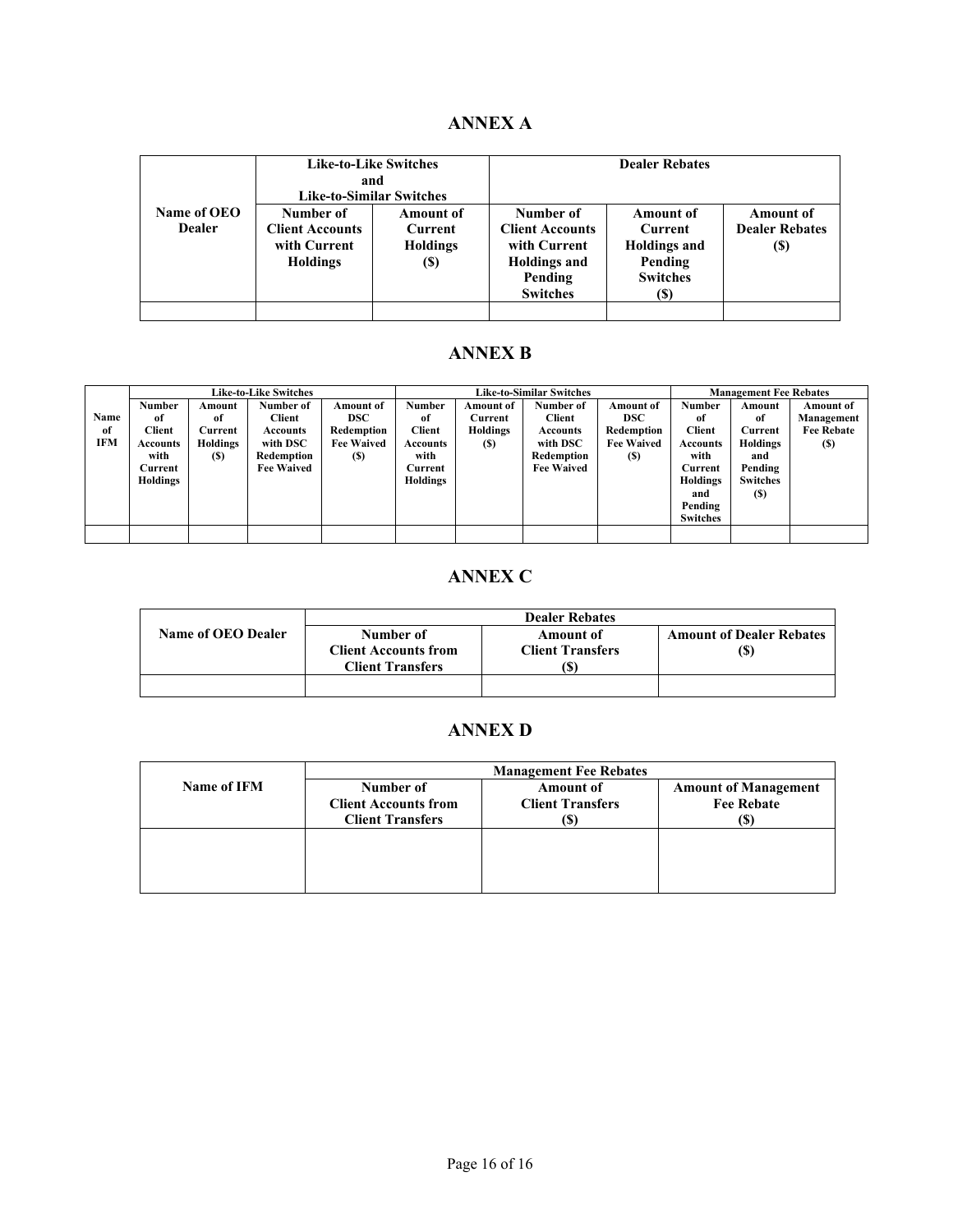## ANNEX A

| Name of OEO Dealer | Like-to-Like Switches and Like-to-Similar Switches | | Dealer Rebates | | |
|---|---|---|---|---|---|
| | Number of Client Accounts with Current Holdings | Amount of Current Holdings ($) | Number of Client Accounts with Current Holdings and Pending Switches | Amount of Current Holdings and Pending Switches ($) | Amount of Dealer Rebates ($) |
| | | | | | |

## ANNEX B

| Name of IFM | Like-to-Like Switches | | | | Like-to-Similar Switches | | | | Management Fee Rebates | | |
|---|---|---|---|---|---|---|---|---|---|---|---|
| | Number of Client Accounts with Current Holdings | Amount of Current Holdings ($) | Number of Client Accounts with DSC Redemption Fee Waived | Amount of DSC Redemption Fee Waived ($) | Number of Client Accounts with Current Holdings | Amount of Current Holdings ($) | Number of Client Accounts with DSC Redemption Fee Waived | Amount of DSC Redemption Fee Waived ($) | Number of Client Accounts with Current Holdings and Pending Switches | Amount of Current Holdings and Pending Switches ($) | Amount of Management Fee Rebate ($) |
| | | | | | | | | | | | |

## ANNEX C

| Name of OEO Dealer | Dealer Rebates | | |
|---|---|---|---|
| | Number of Client Accounts from Client Transfers | Amount of Client Transfers ($) | Amount of Dealer Rebates ($) |
| | | | |

## ANNEX D

| Name of IFM | Management Fee Rebates | | |
|---|---|---|---|
| | Number of Client Accounts from Client Transfers | Amount of Client Transfers ($) | Amount of Management Fee Rebate ($) |
| | | | |